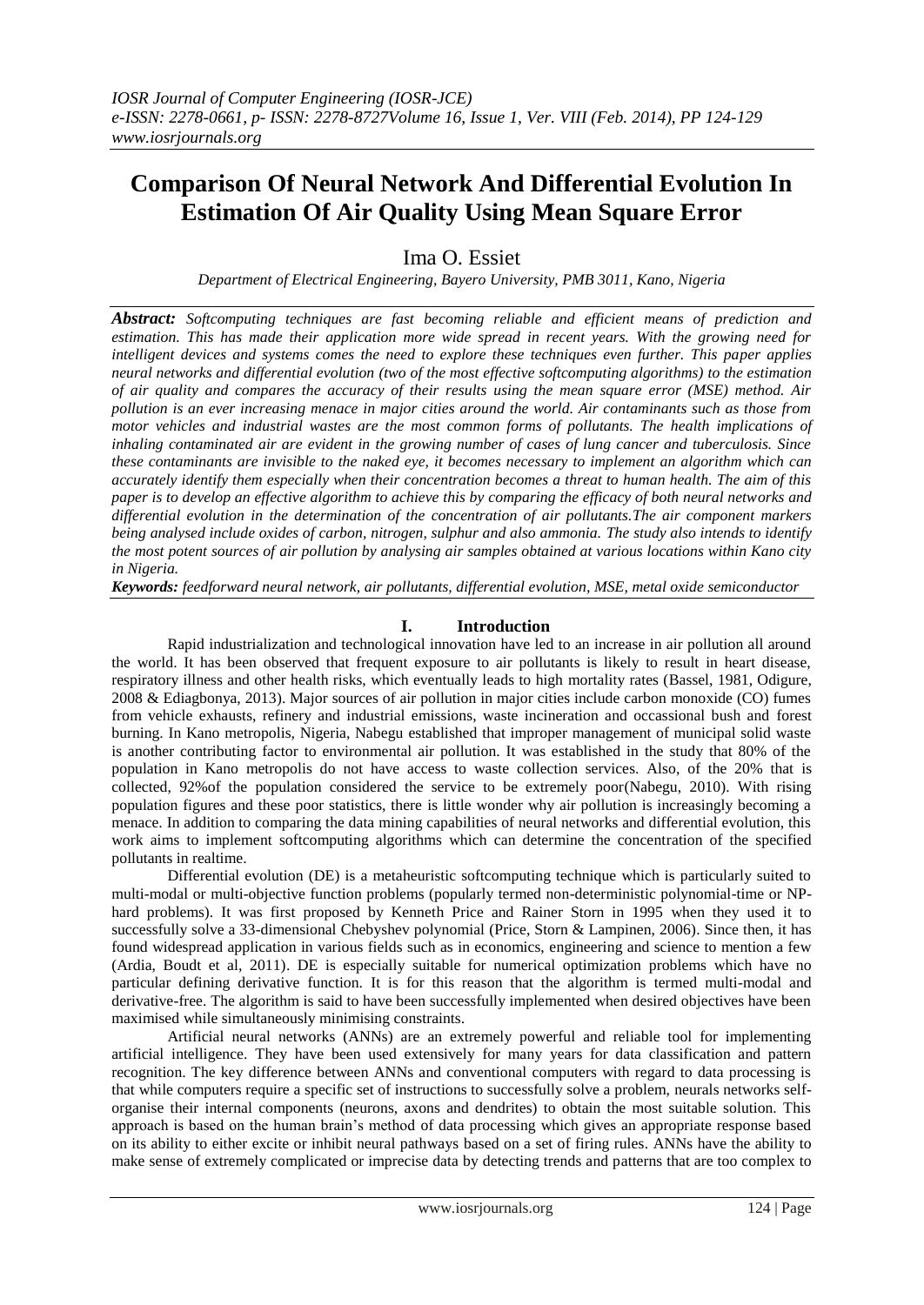# Comparison Of Neural Network And Differential Evolution In Estimation Of Air Quality Using Mean Square Error

Ima O. Essiet

*Department of Electrical Engineering, Bayero University, PMB 3011, Kano, Nigeria*

***Abstract:*** *Softcomputing techniques are fast becoming reliable and efficient means of prediction and estimation. This has made their application more wide spread in recent years. With the growing need for intelligent devices and systems comes the need to explore these techniques even further. This paper applies neural networks and differential evolution (two of the most effective softcomputing algorithms) to the estimation of air quality and compares the accuracy of their results using the mean square error (MSE) method. Air pollution is an ever increasing menace in major cities around the world. Air contaminants such as those from motor vehicles and industrial wastes are the most common forms of pollutants. The health implications of inhaling contaminated air are evident in the growing number of cases of lung cancer and tuberculosis. Since these contaminants are invisible to the naked eye, it becomes necessary to implement an algorithm which can accurately identify them especially when their concentration becomes a threat to human health. The aim of this paper is to develop an effective algorithm to achieve this by comparing the efficacy of both neural networks and differential evolution in the determination of the concentration of air pollutants.The air component markers being analysed include oxides of carbon, nitrogen, sulphur and also ammonia. The study also intends to identify the most potent sources of air pollution by analysing air samples obtained at various locations within Kano city in Nigeria.*

***Keywords:*** *feedforward neural network, air pollutants, differential evolution, MSE, metal oxide semiconductor*

## I. Introduction

Rapid industrialization and technological innovation have led to an increase in air pollution all around the world. It has been observed that frequent exposure to air pollutants is likely to result in heart disease, respiratory illness and other health risks, which eventually leads to high mortality rates (Bassel, 1981, Odigure, 2008 & Ediagbonya, 2013). Major sources of air pollution in major cities include carbon monoxide (CO) fumes from vehicle exhausts, refinery and industrial emissions, waste incineration and occassional bush and forest burning. In Kano metropolis, Nigeria, Nabegu established that improper management of municipal solid waste is another contributing factor to environmental air pollution. It was established in the study that 80% of the population in Kano metropolis do not have access to waste collection services. Also, of the 20% that is collected, 92%of the population considered the service to be extremely poor(Nabegu, 2010). With rising population figures and these poor statistics, there is little wonder why air pollution is increasingly becoming a menace. In addition to comparing the data mining capabilities of neural networks and differential evolution, this work aims to implement softcomputing algorithms which can determine the concentration of the specified pollutants in realtime.

Differential evolution (DE) is a metaheuristic softcomputing technique which is particularly suited to multi-modal or multi-objective function problems (popularly termed non-deterministic polynomial-time or NP-hard problems). It was first proposed by Kenneth Price and Rainer Storn in 1995 when they used it to successfully solve a 33-dimensional Chebyshev polynomial (Price, Storn & Lampinen, 2006). Since then, it has found widespread application in various fields such as in economics, engineering and science to mention a few (Ardia, Boudt et al, 2011). DE is especially suitable for numerical optimization problems which have no particular defining derivative function. It is for this reason that the algorithm is termed multi-modal and derivative-free. The algorithm is said to have been successfully implemented when desired objectives have been maximised while simultaneously minimising constraints.

Artificial neural networks (ANNs) are an extremely powerful and reliable tool for implementing artificial intelligence. They have been used extensively for many years for data classification and pattern recognition. The key difference between ANNs and conventional computers with regard to data processing is that while computers require a specific set of instructions to successfully solve a problem, neurals networks self-organise their internal components (neurons, axons and dendrites) to obtain the most suitable solution. This approach is based on the human brain's method of data processing which gives an appropriate response based on its ability to either excite or inhibit neural pathways based on a set of firing rules. ANNs have the ability to make sense of extremely complicated or imprecise data by detecting trends and patterns that are too complex to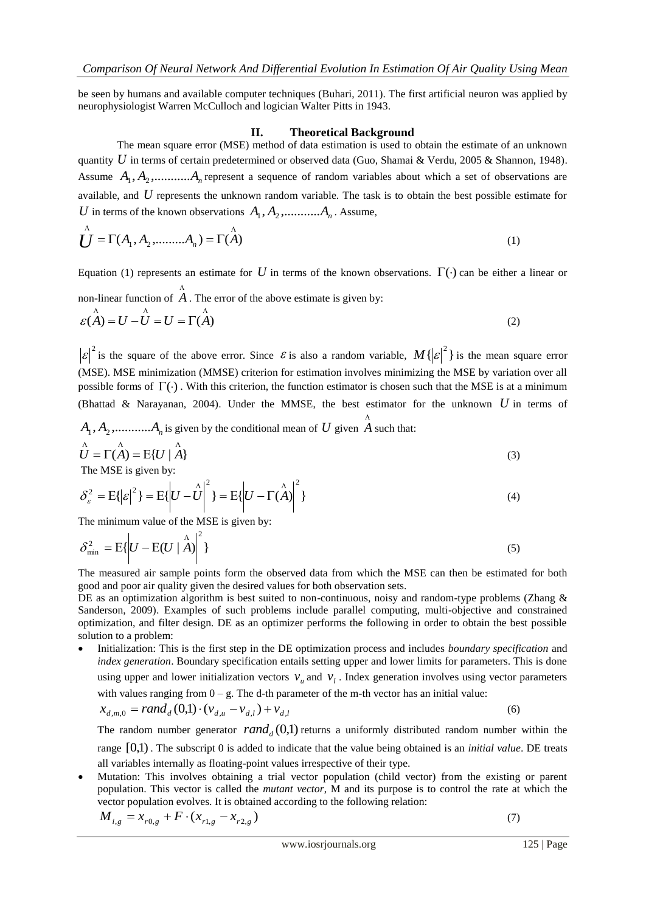be seen by humans and available computer techniques (Buhari, 2011). The first artificial neuron was applied by neurophysiologist Warren McCulloch and logician Walter Pitts in 1943.

## II. Theoretical Background

The mean square error (MSE) method of data estimation is used to obtain the estimate of an unknown quantity $U$ in terms of certain predetermined or observed data (Guo, Shamai & Verdu, 2005 & Shannon, 1948). Assume $A_1, A_2, ..........A_n$ represent a sequence of random variables about which a set of observations are available, and $U$ represents the unknown random variable. The task is to obtain the best possible estimate for $U$ in terms of the known observations $A_1, A_2, ..........A_n$. Assume,

$$\hat{U} = \Gamma(A_1, A_2, .........A_n) = \Gamma(\hat{A}) \tag{1}$$

Equation (1) represents an estimate for $U$ in terms of the known observations. $\Gamma(\cdot)$ can be either a linear or non-linear function of $\hat{A}$. The error of the above estimate is given by:

$$\varepsilon(\hat{A}) = U - \hat{U} = U = \Gamma(\hat{A}) \tag{2}$$

$|\varepsilon|^2$ is the square of the above error. Since $\varepsilon$ is also a random variable, $M\{|\varepsilon|^2\}$ is the mean square error (MSE). MSE minimization (MMSE) criterion for estimation involves minimizing the MSE by variation over all possible forms of $\Gamma(\cdot)$. With this criterion, the function estimator is chosen such that the MSE is at a minimum (Bhattad & Narayanan, 2004). Under the MMSE, the best estimator for the unknown $U$ in terms of $A_1, A_2, ..........A_n$ is given by the conditional mean of $U$ given $\hat{A}$ such that:

$$\hat{U} = \Gamma(\hat{A}) = \mathrm{E}\{U \mid \hat{A}\} \tag{3}$$

The MSE is given by:

$$\delta_{\varepsilon}^2 = \mathrm{E}\{|\varepsilon|^2\} = \mathrm{E}\{\left|U - \hat{U}\right|^2\} = \mathrm{E}\{\left|U - \Gamma(\hat{A})\right|^2\} \tag{4}$$

The minimum value of the MSE is given by:

$$\delta_{\min}^2 = \mathrm{E}\{\left|U - \mathrm{E}(U \mid \hat{A})\right|^2\} \tag{5}$$

The measured air sample points form the observed data from which the MSE can then be estimated for both good and poor air quality given the desired values for both observation sets.

DE as an optimization algorithm is best suited to non-continuous, noisy and random-type problems (Zhang & Sanderson, 2009). Examples of such problems include parallel computing, multi-objective and constrained optimization, and filter design. DE as an optimizer performs the following in order to obtain the best possible solution to a problem:

- Initialization: This is the first step in the DE optimization process and includes *boundary specification* and *index generation*. Boundary specification entails setting upper and lower limits for parameters. This is done using upper and lower initialization vectors $v_u$ and $v_l$. Index generation involves using vector parameters with values ranging from 0 – g. The d-th parameter of the m-th vector has an initial value:

$$x_{d,m,0} = rand_d(0,1) \cdot (v_{d,u} - v_{d,l}) + v_{d,l} \tag{6}$$

  The random number generator $rand_d(0,1)$ returns a uniformly distributed random number within the range $[0,1)$. The subscript 0 is added to indicate that the value being obtained is an *initial value*. DE treats all variables internally as floating-point values irrespective of their type.

- Mutation: This involves obtaining a trial vector population (child vector) from the existing or parent population. This vector is called the *mutant vector*, M and its purpose is to control the rate at which the vector population evolves. It is obtained according to the following relation:

$$M_{i,g} = x_{r0,g} + F \cdot (x_{r1,g} - x_{r2,g}) \tag{7}$$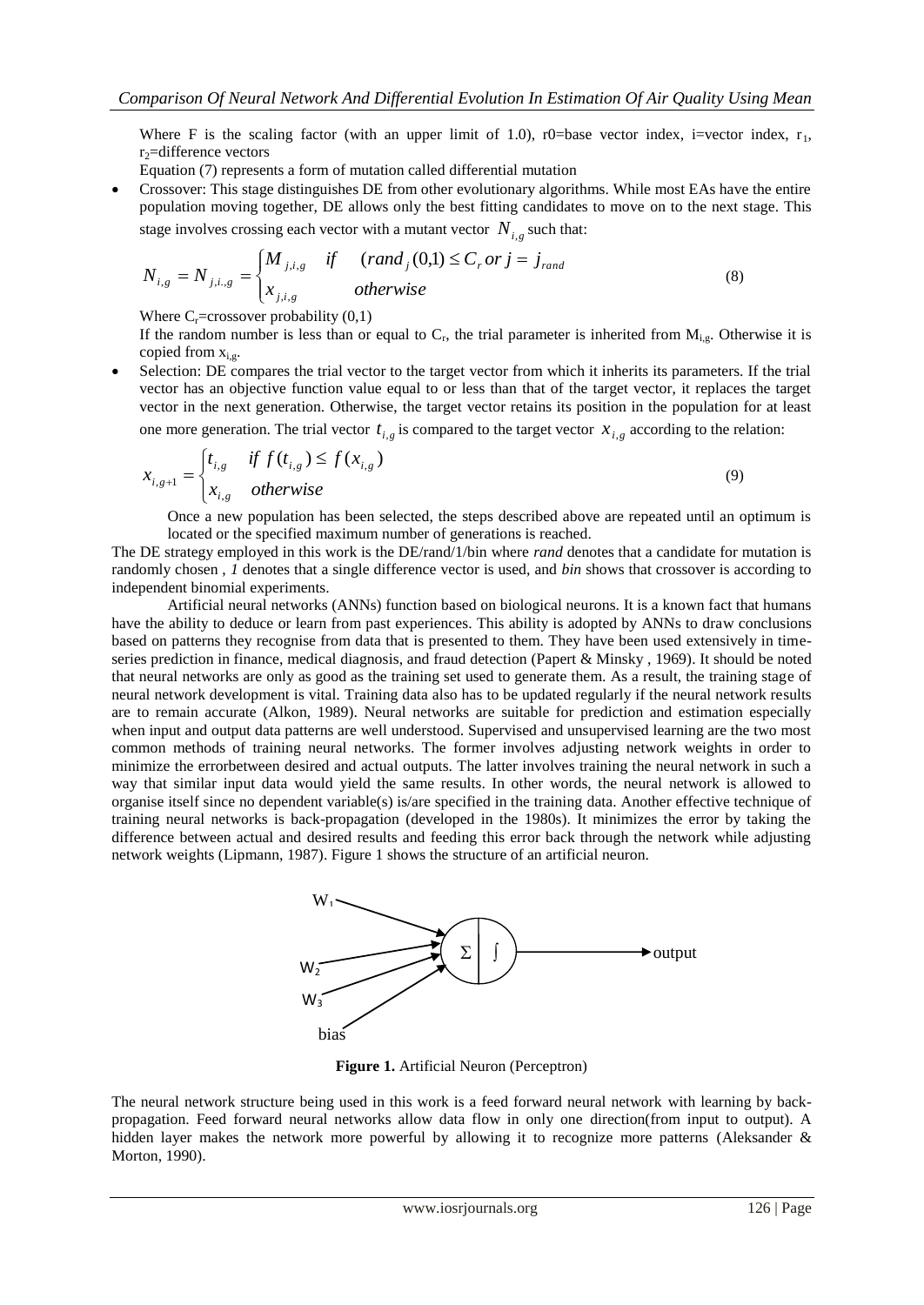Where F is the scaling factor (with an upper limit of 1.0), r0=base vector index, i=vector index, $r_1$, $r_2$=difference vectors

Equation (7) represents a form of mutation called differential mutation

- Crossover: This stage distinguishes DE from other evolutionary algorithms. While most EAs have the entire population moving together, DE allows only the best fitting candidates to move on to the next stage. This stage involves crossing each vector with a mutant vector $N_{i,g}$ such that:

$$N_{i,g} = N_{j,i,,g} = \begin{cases} M_{j,i,g} & if \quad (rand_j(0,1) \leq C_r \; or \; j = j_{rand} \\ x_{j,i,g} & otherwise \end{cases} \tag{8}$$

Where $C_r$=crossover probability (0,1)

If the random number is less than or equal to $C_r$, the trial parameter is inherited from $M_{i,g}$. Otherwise it is copied from $x_{i,g}$.

- Selection: DE compares the trial vector to the target vector from which it inherits its parameters. If the trial vector has an objective function value equal to or less than that of the target vector, it replaces the target vector in the next generation. Otherwise, the target vector retains its position in the population for at least one more generation. The trial vector $t_{i,g}$ is compared to the target vector $x_{i,g}$ according to the relation:

$$x_{i,g+1} = \begin{cases} t_{i,g} & if \; f(t_{i,g}) \leq f(x_{i,g}) \\ x_{i,g} & otherwise \end{cases} \tag{9}$$

Once a new population has been selected, the steps described above are repeated until an optimum is located or the specified maximum number of generations is reached.

The DE strategy employed in this work is the DE/rand/1/bin where *rand* denotes that a candidate for mutation is randomly chosen , *1* denotes that a single difference vector is used, and *bin* shows that crossover is according to independent binomial experiments.

Artificial neural networks (ANNs) function based on biological neurons. It is a known fact that humans have the ability to deduce or learn from past experiences. This ability is adopted by ANNs to draw conclusions based on patterns they recognise from data that is presented to them. They have been used extensively in time-series prediction in finance, medical diagnosis, and fraud detection (Papert & Minsky , 1969). It should be noted that neural networks are only as good as the training set used to generate them. As a result, the training stage of neural network development is vital. Training data also has to be updated regularly if the neural network results are to remain accurate (Alkon, 1989). Neural networks are suitable for prediction and estimation especially when input and output data patterns are well understood. Supervised and unsupervised learning are the two most common methods of training neural networks. The former involves adjusting network weights in order to minimize the errorbetween desired and actual outputs. The latter involves training the neural network in such a way that similar input data would yield the same results. In other words, the neural network is allowed to organise itself since no dependent variable(s) is/are specified in the training data. Another effective technique of training neural networks is back-propagation (developed in the 1980s). It minimizes the error by taking the difference between actual and desired results and feeding this error back through the network while adjusting network weights (Lipmann, 1987). Figure 1 shows the structure of an artificial neuron.

**Figure 1.** Artificial Neuron (Perceptron)

The neural network structure being used in this work is a feed forward neural network with learning by back-propagation. Feed forward neural networks allow data flow in only one direction(from input to output). A hidden layer makes the network more powerful by allowing it to recognize more patterns (Aleksander & Morton, 1990).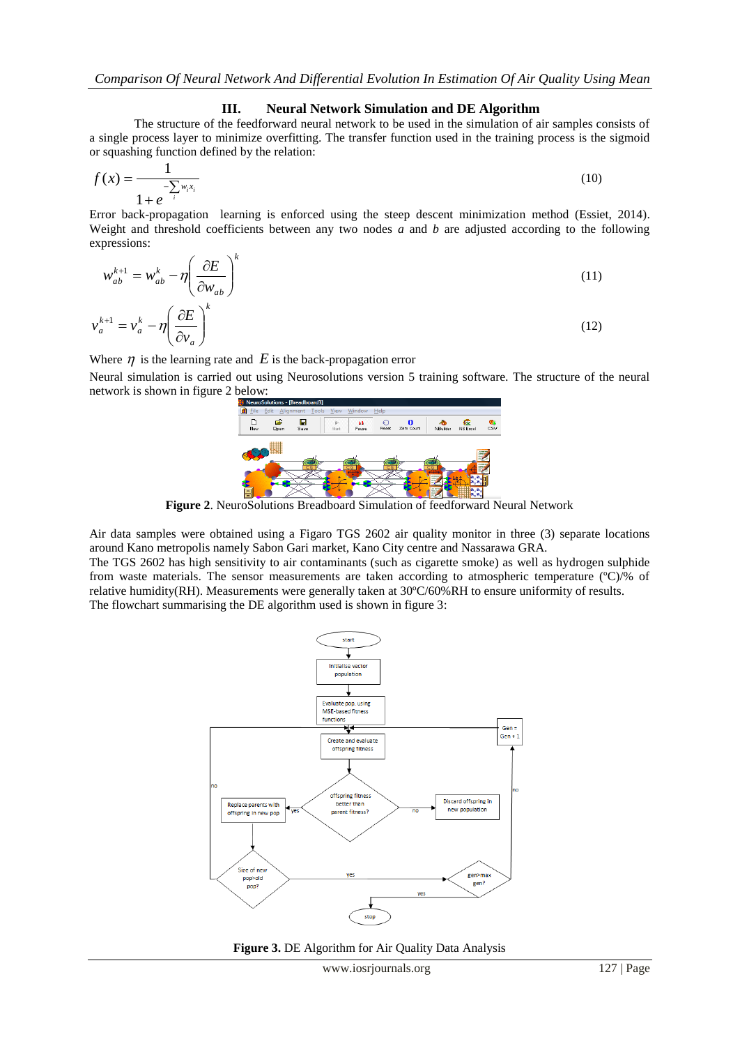## III. Neural Network Simulation and DE Algorithm

The structure of the feedforward neural network to be used in the simulation of air samples consists of a single process layer to minimize overfitting. The transfer function used in the training process is the sigmoid or squashing function defined by the relation:

$$f(x) = \frac{1}{1 + e^{-\sum_i w_i x_i}} \tag{10}$$

Error back-propagation learning is enforced using the steep descent minimization method (Essiet, 2014). Weight and threshold coefficients between any two nodes *a* and *b* are adjusted according to the following expressions:

$$w_{ab}^{k+1} = w_{ab}^{k} - \eta \left( \frac{\partial E}{\partial w_{ab}} \right)^{k} \tag{11}$$

$$v_{a}^{k+1} = v_{a}^{k} - \eta \left( \frac{\partial E}{\partial v_{a}} \right)^{k} \tag{12}$$

Where $\eta$ is the learning rate and $E$ is the back-propagation error

Neural simulation is carried out using Neurosolutions version 5 training software. The structure of the neural network is shown in figure 2 below:

**Figure 2**. NeuroSolutions Breadboard Simulation of feedforward Neural Network

Air data samples were obtained using a Figaro TGS 2602 air quality monitor in three (3) separate locations around Kano metropolis namely Sabon Gari market, Kano City centre and Nassarawa GRA.

The TGS 2602 has high sensitivity to air contaminants (such as cigarette smoke) as well as hydrogen sulphide from waste materials. The sensor measurements are taken according to atmospheric temperature (ºC)/% of relative humidity(RH). Measurements were generally taken at 30ºC/60%RH to ensure uniformity of results.

The flowchart summarising the DE algorithm used is shown in figure 3:

**Figure 3.** DE Algorithm for Air Quality Data Analysis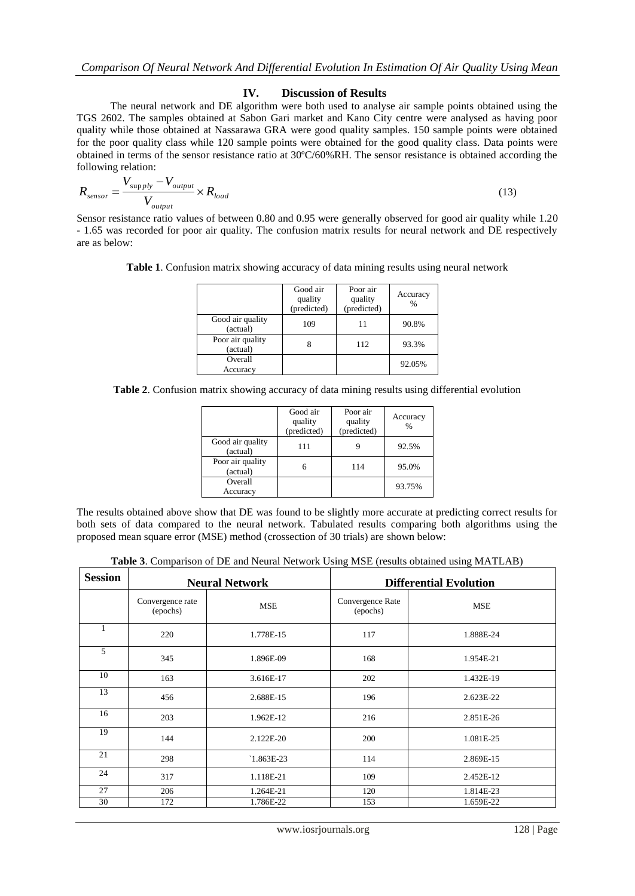## IV. Discussion of Results

The neural network and DE algorithm were both used to analyse air sample points obtained using the TGS 2602. The samples obtained at Sabon Gari market and Kano City centre were analysed as having poor quality while those obtained at Nassarawa GRA were good quality samples. 150 sample points were obtained for the poor quality class while 120 sample points were obtained for the good quality class. Data points were obtained in terms of the sensor resistance ratio at 30ºC/60%RH. The sensor resistance is obtained according the following relation:

$$R_{sensor} = \frac{V_{supply} - V_{output}}{V_{output}} \times R_{load} \tag{13}$$

Sensor resistance ratio values of between 0.80 and 0.95 were generally observed for good air quality while 1.20 - 1.65 was recorded for poor air quality. The confusion matrix results for neural network and DE respectively are as below:

**Table 1**. Confusion matrix showing accuracy of data mining results using neural network

| | Good air quality (predicted) | Poor air quality (predicted) | Accuracy % |
|---|---|---|---|
| Good air quality (actual) | 109 | 11 | 90.8% |
| Poor air quality (actual) | 8 | 112 | 93.3% |
| Overall Accuracy | | | 92.05% |

**Table 2**. Confusion matrix showing accuracy of data mining results using differential evolution

| | Good air quality (predicted) | Poor air quality (predicted) | Accuracy % |
|---|---|---|---|
| Good air quality (actual) | 111 | 9 | 92.5% |
| Poor air quality (actual) | 6 | 114 | 95.0% |
| Overall Accuracy | | | 93.75% |

The results obtained above show that DE was found to be slightly more accurate at predicting correct results for both sets of data compared to the neural network. Tabulated results comparing both algorithms using the proposed mean square error (MSE) method (crossection of 30 trials) are shown below:

**Table 3**. Comparison of DE and Neural Network Using MSE (results obtained using MATLAB)

| Session | Neural Network | | Differential Evolution | |
|---|---|---|---|---|
| | Convergence rate (epochs) | MSE | Convergence Rate (epochs) | MSE |
| 1 | 220 | 1.778E-15 | 117 | 1.888E-24 |
| 5 | 345 | 1.896E-09 | 168 | 1.954E-21 |
| 10 | 163 | 3.616E-17 | 202 | 1.432E-19 |
| 13 | 456 | 2.688E-15 | 196 | 2.623E-22 |
| 16 | 203 | 1.962E-12 | 216 | 2.851E-26 |
| 19 | 144 | 2.122E-20 | 200 | 1.081E-25 |
| 21 | 298 | `1.863E-23 | 114 | 2.869E-15 |
| 24 | 317 | 1.118E-21 | 109 | 2.452E-12 |
| 27 | 206 | 1.264E-21 | 120 | 1.814E-23 |
| 30 | 172 | 1.786E-22 | 153 | 1.659E-22 |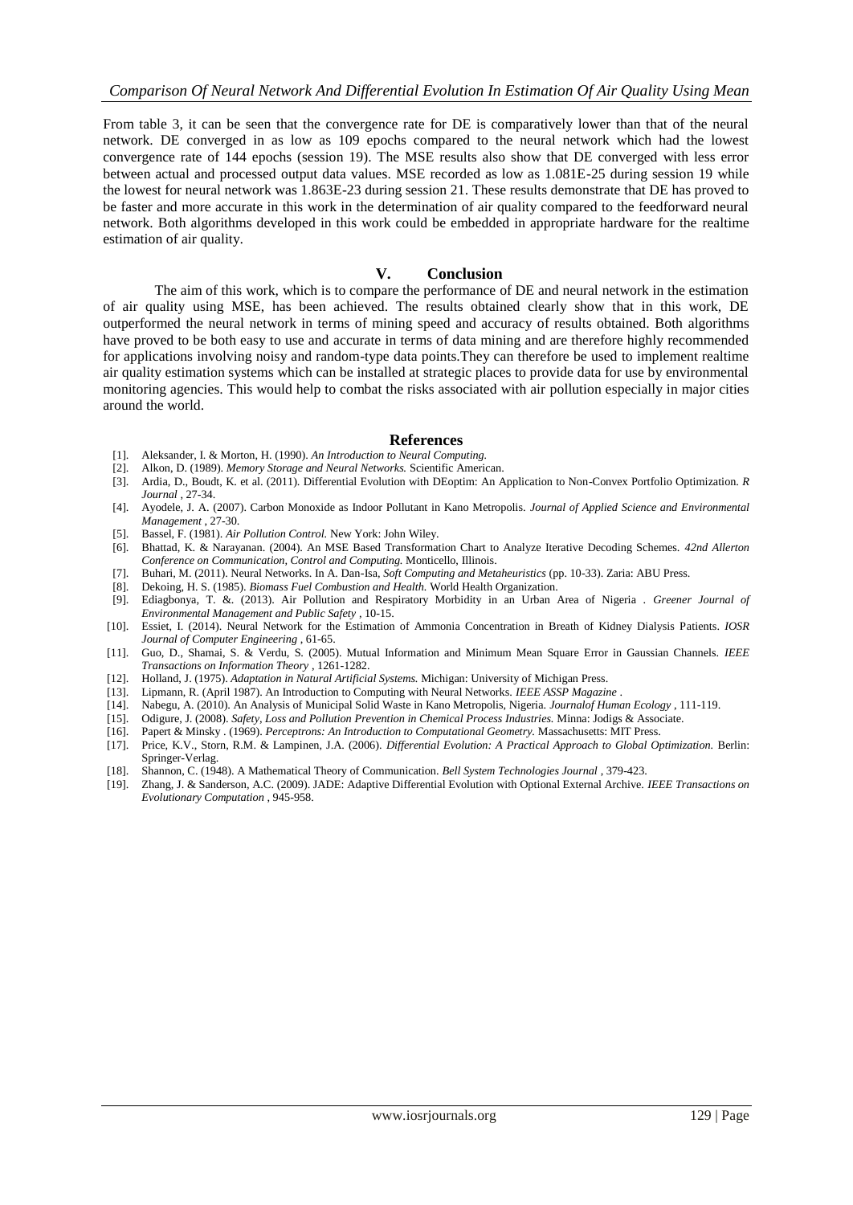From table 3, it can be seen that the convergence rate for DE is comparatively lower than that of the neural network. DE converged in as low as 109 epochs compared to the neural network which had the lowest convergence rate of 144 epochs (session 19). The MSE results also show that DE converged with less error between actual and processed output data values. MSE recorded as low as 1.081E-25 during session 19 while the lowest for neural network was 1.863E-23 during session 21. These results demonstrate that DE has proved to be faster and more accurate in this work in the determination of air quality compared to the feedforward neural network. Both algorithms developed in this work could be embedded in appropriate hardware for the realtime estimation of air quality.

## V. Conclusion

The aim of this work, which is to compare the performance of DE and neural network in the estimation of air quality using MSE, has been achieved. The results obtained clearly show that in this work, DE outperformed the neural network in terms of mining speed and accuracy of results obtained. Both algorithms have proved to be both easy to use and accurate in terms of data mining and are therefore highly recommended for applications involving noisy and random-type data points.They can therefore be used to implement realtime air quality estimation systems which can be installed at strategic places to provide data for use by environmental monitoring agencies. This would help to combat the risks associated with air pollution especially in major cities around the world.

## References

[1]. Aleksander, I. & Morton, H. (1990). *An Introduction to Neural Computing.*

[2]. Alkon, D. (1989). *Memory Storage and Neural Networks.* Scientific American.

[3]. Ardia, D., Boudt, K. et al. (2011). Differential Evolution with DEoptim: An Application to Non-Convex Portfolio Optimization. *R Journal* , 27-34.

[4]. Ayodele, J. A. (2007). Carbon Monoxide as Indoor Pollutant in Kano Metropolis. *Journal of Applied Science and Environmental Management* , 27-30.

[5]. Bassel, F. (1981). *Air Pollution Control.* New York: John Wiley.

[6]. Bhattad, K. & Narayanan. (2004). An MSE Based Transformation Chart to Analyze Iterative Decoding Schemes. *42nd Allerton Conference on Communication, Control and Computing.* Monticello, Illinois.

[7]. Buhari, M. (2011). Neural Networks. In A. Dan-Isa, *Soft Computing and Metaheuristics* (pp. 10-33). Zaria: ABU Press.

[8]. Dekoing, H. S. (1985). *Biomass Fuel Combustion and Health.* World Health Organization.

[9]. Ediagbonya, T. &. (2013). Air Pollution and Respiratory Morbidity in an Urban Area of Nigeria . *Greener Journal of Environmental Management and Public Safety* , 10-15.

[10]. Essiet, I. (2014). Neural Network for the Estimation of Ammonia Concentration in Breath of Kidney Dialysis Patients. *IOSR Journal of Computer Engineering* , 61-65.

[11]. Guo, D., Shamai, S. & Verdu, S. (2005). Mutual Information and Minimum Mean Square Error in Gaussian Channels. *IEEE Transactions on Information Theory* , 1261-1282.

[12]. Holland, J. (1975). *Adaptation in Natural Artificial Systems.* Michigan: University of Michigan Press.

[13]. Lipmann, R. (April 1987). An Introduction to Computing with Neural Networks. *IEEE ASSP Magazine* .

[14]. Nabegu, A. (2010). An Analysis of Municipal Solid Waste in Kano Metropolis, Nigeria. *Journalof Human Ecology* , 111-119.

[15]. Odigure, J. (2008). *Safety, Loss and Pollution Prevention in Chemical Process Industries.* Minna: Jodigs & Associate.

[16]. Papert & Minsky . (1969). *Perceptrons: An Introduction to Computational Geometry.* Massachusetts: MIT Press.

[17]. Price, K.V., Storn, R.M. & Lampinen, J.A. (2006). *Differential Evolution: A Practical Approach to Global Optimization.* Berlin: Springer-Verlag.

[18]. Shannon, C. (1948). A Mathematical Theory of Communication. *Bell System Technologies Journal* , 379-423.

[19]. Zhang, J. & Sanderson, A.C. (2009). JADE: Adaptive Differential Evolution with Optional External Archive. *IEEE Transactions on Evolutionary Computation* , 945-958.